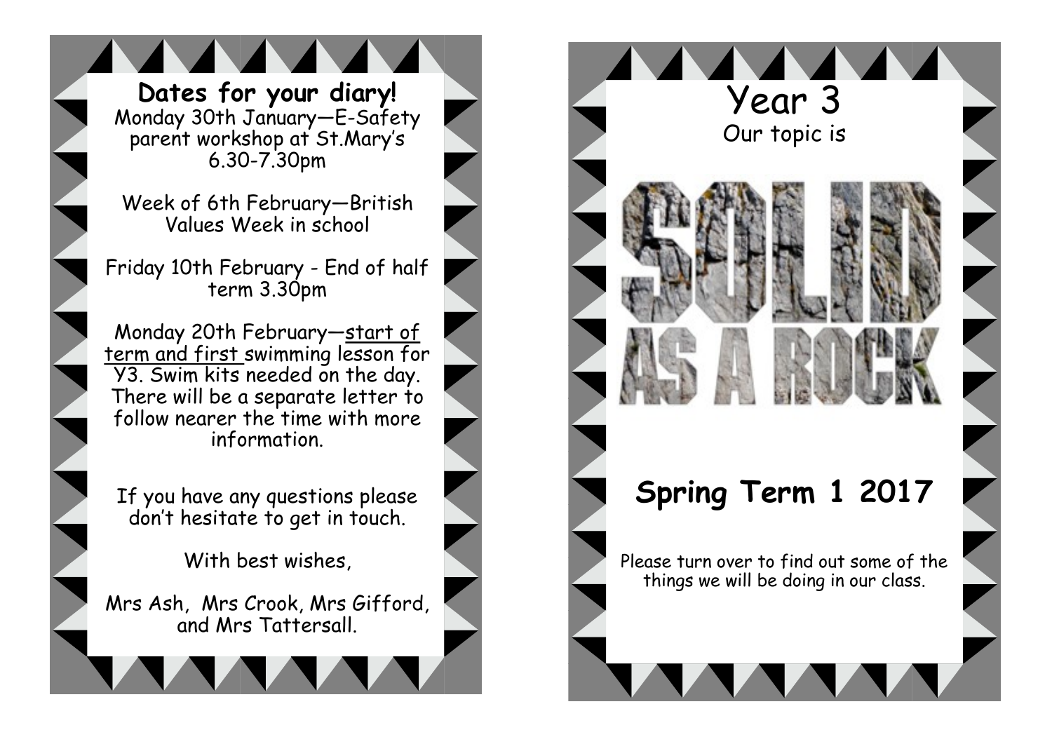## Dates for your diary!

Monday 30th January—E-Safety parent workshop at St.Mary's 6.30-7.30pm

Week of 6th February—British Values Week in school

Friday 10th February - End of half term 3.30pm

Monday 20th February—start of term and first swimming lesson for Y3. Swim kits needed on the day. There will be a separate letter to follow nearer the time with more information.

If you have any questions please don't hesitate to get in touch.

With best wishes,

Mrs Ash, Mrs Crook, Mrs Gifford, and Mrs Tattersall.

# Year 3

Our topic is

# SOLID AS A ROCK

## Spring Term 1 2017

Please turn over to find out some of the things we will be doing in our class.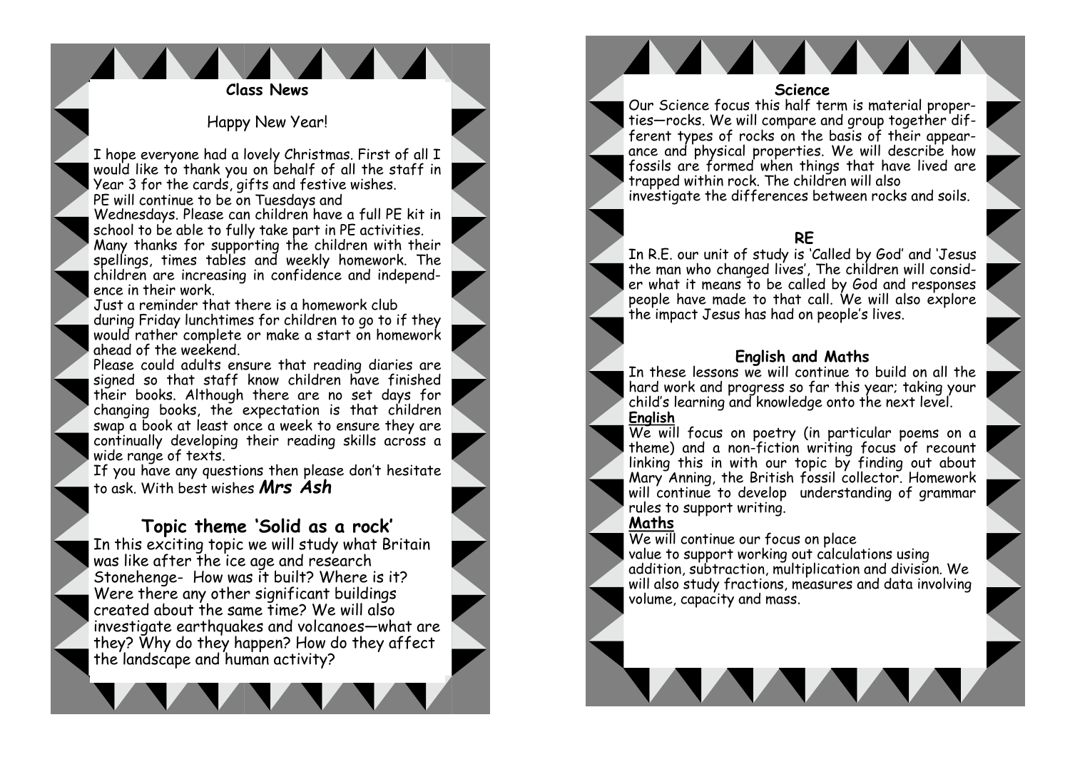## Class News

Happy New Year!

I hope everyone had a lovely Christmas. First of all I would like to thank you on behalf of all the staff in Year 3 for the cards, gifts and festive wishes.

PE will continue to be on Tuesdays and Wednesdays. Please can children have a full PE kit in school to be able to fully take part in PE activities.

Many thanks for supporting the children with their spellings, times tables and weekly homework. The children are increasing in confidence and independence in their work.

Just a reminder that there is a homework club during Friday lunchtimes for children to go to if they would rather complete or make a start on homework ahead of the weekend.

Please could adults ensure that reading diaries are signed so that staff know children have finished their books. Although there are no set days for changing books, the expectation is that children swap a book at least once a week to ensure they are continually developing their reading skills across a wide range of texts.

If you have any questions then please don't hesitate to ask. With best wishes ***Mrs Ash***

## Topic theme 'Solid as a rock'

In this exciting topic we will study what Britain was like after the ice age and research Stonehenge- How was it built? Where is it? Were there any other significant buildings created about the same time? We will also investigate earthquakes and volcanoes—what are they? Why do they happen? How do they affect the landscape and human activity?

## Science

Our Science focus this half term is material properties—rocks. We will compare and group together different types of rocks on the basis of their appearance and physical properties. We will describe how fossils are formed when things that have lived are trapped within rock. The children will also investigate the differences between rocks and soils.

## RE

In R.E. our unit of study is 'Called by God' and 'Jesus the man who changed lives', The children will consider what it means to be called by God and responses people have made to that call. We will also explore the impact Jesus has had on people's lives.

## English and Maths

In these lessons we will continue to build on all the hard work and progress so far this year; taking your child's learning and knowledge onto the next level.

### English

We will focus on poetry (in particular poems on a theme) and a non-fiction writing focus of recount linking this in with our topic by finding out about Mary Anning, the British fossil collector. Homework will continue to develop understanding of grammar rules to support writing.

### Maths

We will continue our focus on place value to support working out calculations using addition, subtraction, multiplication and division. We will also study fractions, measures and data involving volume, capacity and mass.